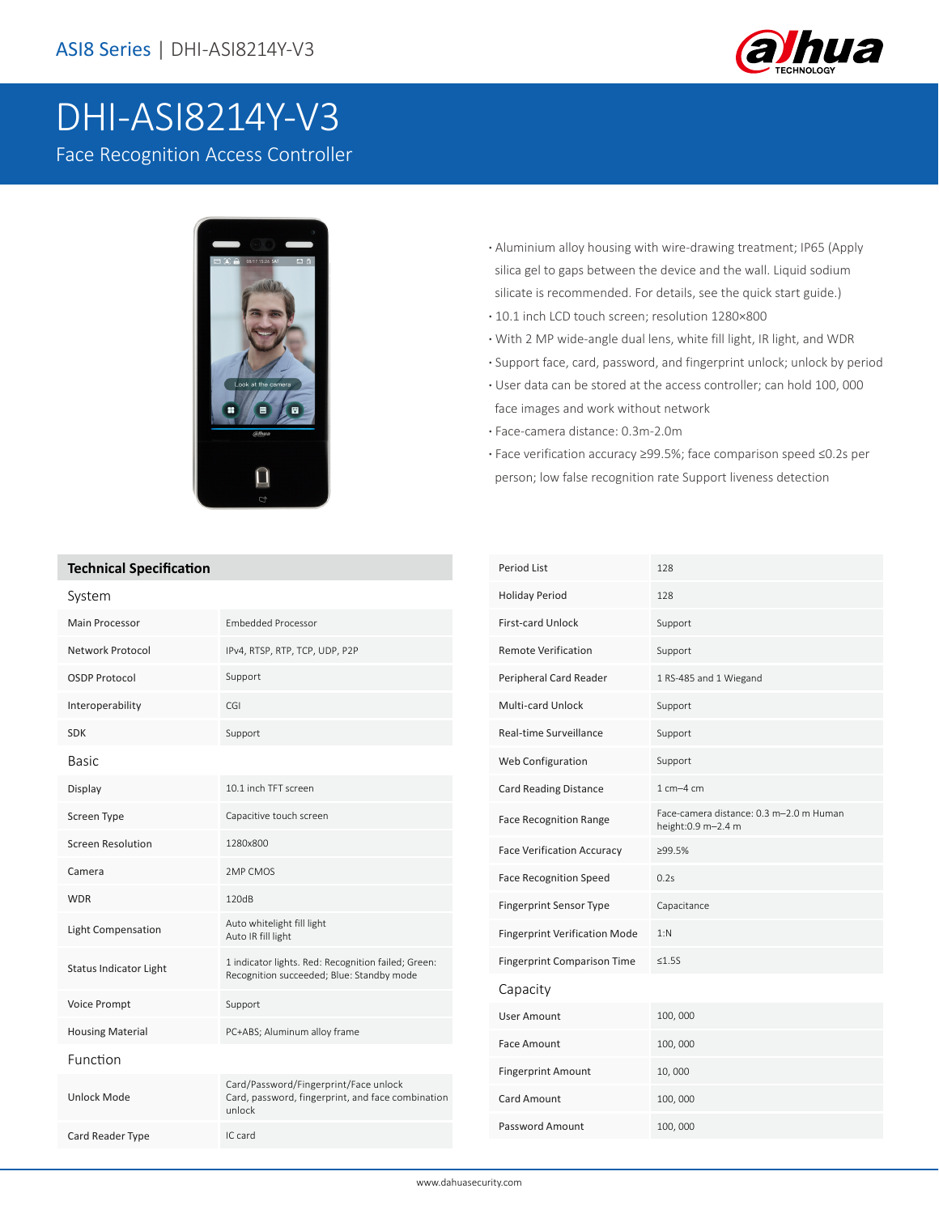# DHI-ASI8214Y-V3

Face Recognition Access Controller

- Aluminium alloy housing with wire-drawing treatment; IP65 (Apply silica gel to gaps between the device and the wall. Liquid sodium silicate is recommended. For details, see the quick start guide.)
- 10.1 inch LCD touch screen; resolution 1280×800
- With 2 MP wide-angle dual lens, white fill light, IR light, and WDR
- Support face, card, password, and fingerprint unlock; unlock by period
- User data can be stored at the access controller; can hold 100, 000 face images and work without network
- Face-camera distance: 0.3m-2.0m
- Face verification accuracy ≥99.5%; face comparison speed ≤0.2s per person; low false recognition rate Support liveness detection

## Technical Specification

### System

| | |
|---|---|
| Main Processor | Embedded Processor |
| Network Protocol | IPv4, RTSP, RTP, TCP, UDP, P2P |
| OSDP Protocol | Support |
| Interoperability | CGI |
| SDK | Support |

### Basic

| | |
|---|---|
| Display | 10.1 inch TFT screen |
| Screen Type | Capacitive touch screen |
| Screen Resolution | 1280x800 |
| Camera | 2MP CMOS |
| WDR | 120dB |
| Light Compensation | Auto whitelight fill light<br>Auto IR fill light |
| Status Indicator Light | 1 indicator lights. Red: Recognition failed; Green: Recognition succeeded; Blue: Standby mode |
| Voice Prompt | Support |
| Housing Material | PC+ABS; Aluminum alloy frame |

### Function

| | |
|---|---|
| Unlock Mode | Card/Password/Fingerprint/Face unlock<br>Card, password, fingerprint, and face combination unlock |
| Card Reader Type | IC card |
| Period List | 128 |
| Holiday Period | 128 |
| First-card Unlock | Support |
| Remote Verification | Support |
| Peripheral Card Reader | 1 RS-485 and 1 Wiegand |
| Multi-card Unlock | Support |
| Real-time Surveillance | Support |
| Web Configuration | Support |
| Card Reading Distance | 1 cm–4 cm |
| Face Recognition Range | Face-camera distance: 0.3 m–2.0 m Human height:0.9 m–2.4 m |
| Face Verification Accuracy | ≥99.5% |
| Face Recognition Speed | 0.2s |
| Fingerprint Sensor Type | Capacitance |
| Fingerprint Verification Mode | 1:N |
| Fingerprint Comparison Time | ≤1.5S |

### Capacity

| | |
|---|---|
| User Amount | 100, 000 |
| Face Amount | 100, 000 |
| Fingerprint Amount | 10, 000 |
| Card Amount | 100, 000 |
| Password Amount | 100, 000 |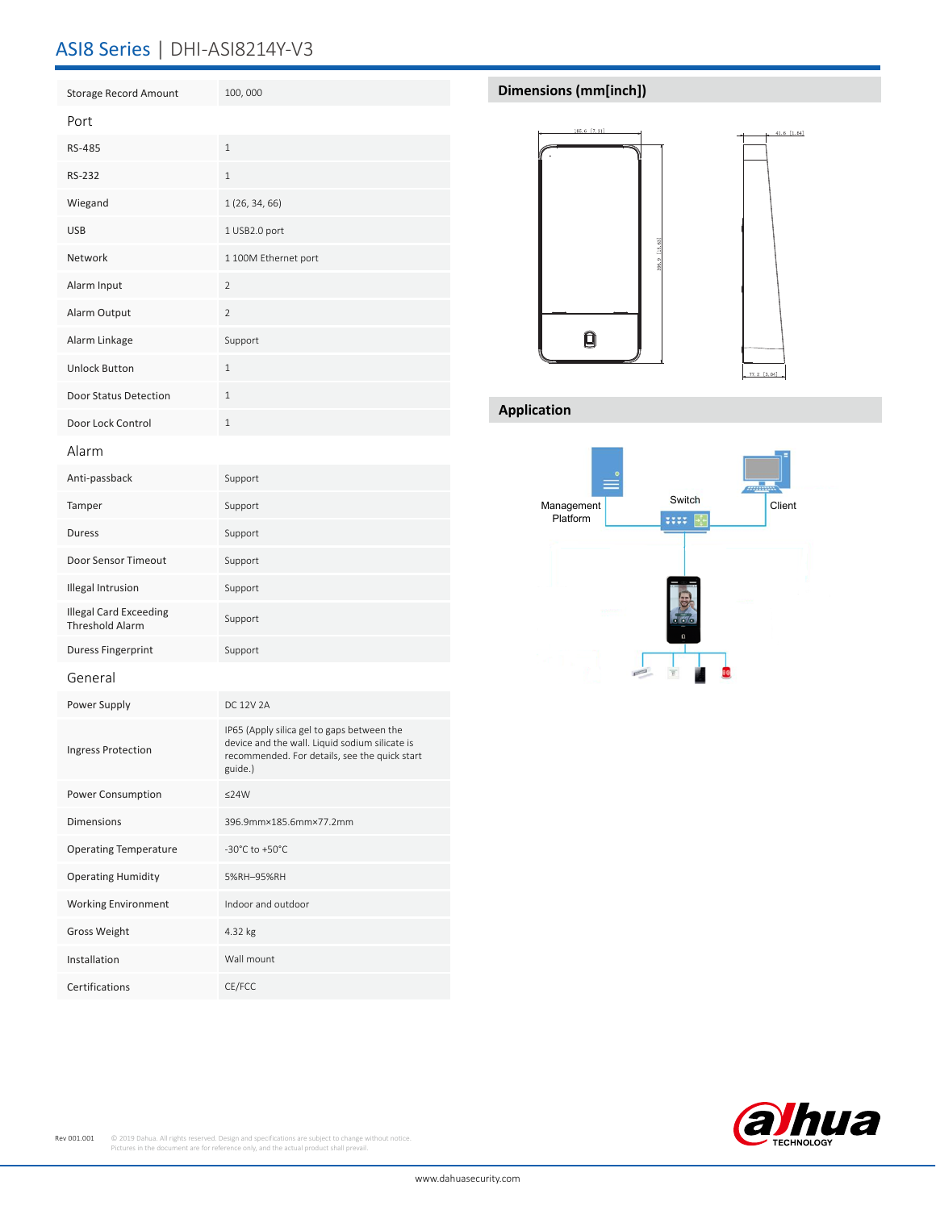## ASI8 Series | DHI-ASI8214Y-V3

| | |
|---|---|
| Storage Record Amount | 100, 000 |
| **Port** | |
| RS-485 | 1 |
| RS-232 | 1 |
| Wiegand | 1 (26, 34, 66) |
| USB | 1 USB2.0 port |
| Network | 1 100M Ethernet port |
| Alarm Input | 2 |
| Alarm Output | 2 |
| Alarm Linkage | Support |
| Unlock Button | 1 |
| Door Status Detection | 1 |
| Door Lock Control | 1 |
| **Alarm** | |
| Anti-passback | Support |
| Tamper | Support |
| Duress | Support |
| Door Sensor Timeout | Support |
| Illegal Intrusion | Support |
| Illegal Card Exceeding Threshold Alarm | Support |
| Duress Fingerprint | Support |
| **General** | |
| Power Supply | DC 12V 2A |
| Ingress Protection | IP65 (Apply silica gel to gaps between the device and the wall. Liquid sodium silicate is recommended. For details, see the quick start guide.) |
| Power Consumption | ≤24W |
| Dimensions | 396.9mm×185.6mm×77.2mm |
| Operating Temperature | -30°C to +50°C |
| Operating Humidity | 5%RH–95%RH |
| Working Environment | Indoor and outdoor |
| Gross Weight | 4.32 kg |
| Installation | Wall mount |
| Certifications | CE/FCC |

## Dimensions (mm[inch])

185.6 [7.31]
396.9 [15.63]
41.6 [1.64]
77.2 [3.04]

## Application

Management Platform
Switch
Client

Rev 001.001

© 2019 Dahua. All rights reserved. Design and specifications are subject to change without notice.
Pictures in the document are for reference only, and the actual product shall prevail.

www.dahuasecurity.com